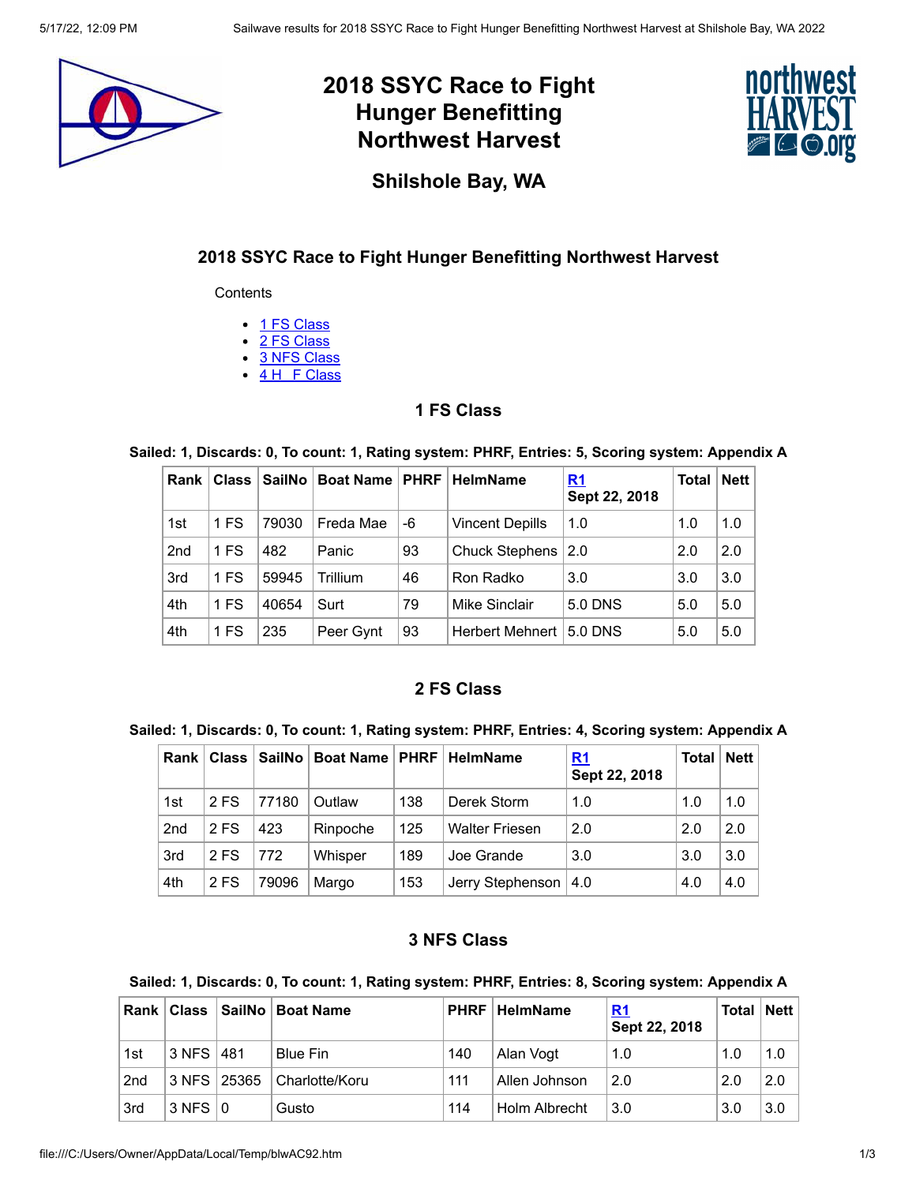# 2018 SSYC Race to Fight Hunger Benefitting Northwest Harvest

## Shilshole Bay, WA

### 2018 SSYC Race to Fight Hunger Benefitting Northwest Harvest

Contents

- 1 FS Class
- 2 FS Class
- 3 NFS Class
- 4 H F Class

### 1 FS Class

**Sailed: 1, Discards: 0, To count: 1, Rating system: PHRF, Entries: 5, Scoring system: Appendix A**

| Rank | Class | SailNo | Boat Name | PHRF | HelmName | R1 Sept 22, 2018 | Total | Nett |
|---|---|---|---|---|---|---|---|---|
| 1st | 1 FS | 79030 | Freda Mae | -6 | Vincent Depills | 1.0 | 1.0 | 1.0 |
| 2nd | 1 FS | 482 | Panic | 93 | Chuck Stephens | 2.0 | 2.0 | 2.0 |
| 3rd | 1 FS | 59945 | Trillium | 46 | Ron Radko | 3.0 | 3.0 | 3.0 |
| 4th | 1 FS | 40654 | Surt | 79 | Mike Sinclair | 5.0 DNS | 5.0 | 5.0 |
| 4th | 1 FS | 235 | Peer Gynt | 93 | Herbert Mehnert | 5.0 DNS | 5.0 | 5.0 |

### 2 FS Class

**Sailed: 1, Discards: 0, To count: 1, Rating system: PHRF, Entries: 4, Scoring system: Appendix A**

| Rank | Class | SailNo | Boat Name | PHRF | HelmName | R1 Sept 22, 2018 | Total | Nett |
|---|---|---|---|---|---|---|---|---|
| 1st | 2 FS | 77180 | Outlaw | 138 | Derek Storm | 1.0 | 1.0 | 1.0 |
| 2nd | 2 FS | 423 | Rinpoche | 125 | Walter Friesen | 2.0 | 2.0 | 2.0 |
| 3rd | 2 FS | 772 | Whisper | 189 | Joe Grande | 3.0 | 3.0 | 3.0 |
| 4th | 2 FS | 79096 | Margo | 153 | Jerry Stephenson | 4.0 | 4.0 | 4.0 |

### 3 NFS Class

**Sailed: 1, Discards: 0, To count: 1, Rating system: PHRF, Entries: 8, Scoring system: Appendix A**

| Rank | Class | SailNo | Boat Name | PHRF | HelmName | R1 Sept 22, 2018 | Total | Nett |
|---|---|---|---|---|---|---|---|---|
| 1st | 3 NFS | 481 | Blue Fin | 140 | Alan Vogt | 1.0 | 1.0 | 1.0 |
| 2nd | 3 NFS | 25365 | Charlotte/Koru | 111 | Allen Johnson | 2.0 | 2.0 | 2.0 |
| 3rd | 3 NFS | 0 | Gusto | 114 | Holm Albrecht | 3.0 | 3.0 | 3.0 |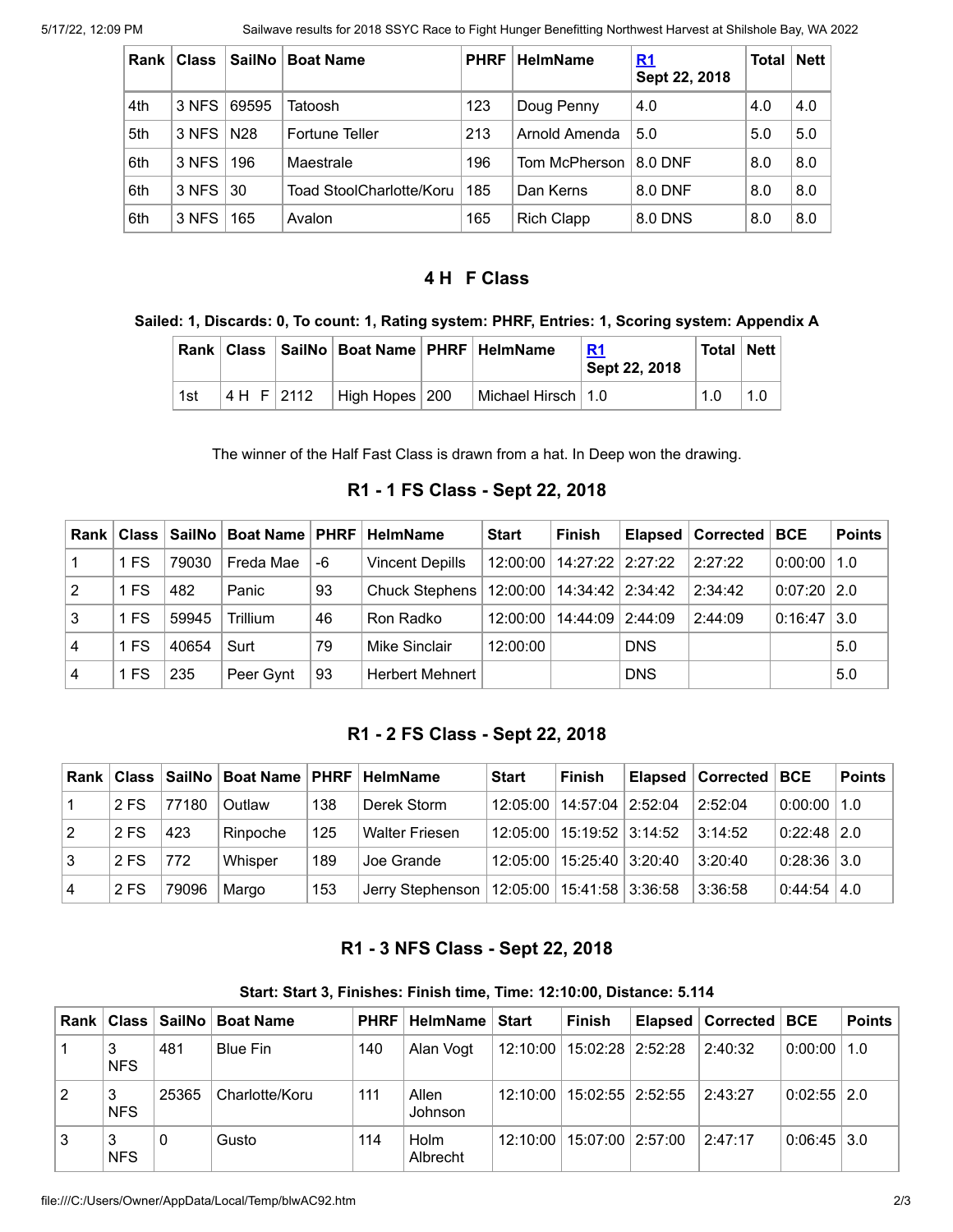| Rank | Class | SailNo | Boat Name | PHRF | HelmName | R1 Sept 22, 2018 | Total | Nett |
|---|---|---|---|---|---|---|---|---|
| 4th | 3 NFS | 69595 | Tatoosh | 123 | Doug Penny | 4.0 | 4.0 | 4.0 |
| 5th | 3 NFS | N28 | Fortune Teller | 213 | Arnold Amenda | 5.0 | 5.0 | 5.0 |
| 6th | 3 NFS | 196 | Maestrale | 196 | Tom McPherson | 8.0 DNF | 8.0 | 8.0 |
| 6th | 3 NFS | 30 | Toad StoolCharlotte/Koru | 185 | Dan Kerns | 8.0 DNF | 8.0 | 8.0 |
| 6th | 3 NFS | 165 | Avalon | 165 | Rich Clapp | 8.0 DNS | 8.0 | 8.0 |

## 4 H F Class

**Sailed: 1, Discards: 0, To count: 1, Rating system: PHRF, Entries: 1, Scoring system: Appendix A**

| Rank | Class | SailNo | Boat Name | PHRF | HelmName | R1 Sept 22, 2018 | Total | Nett |
|---|---|---|---|---|---|---|---|---|
| 1st | 4 H F | 2112 | High Hopes | 200 | Michael Hirsch | 1.0 | 1.0 | 1.0 |

The winner of the Half Fast Class is drawn from a hat. In Deep won the drawing.

## R1 - 1 FS Class - Sept 22, 2018

| Rank | Class | SailNo | Boat Name | PHRF | HelmName | Start | Finish | Elapsed | Corrected | BCE | Points |
|---|---|---|---|---|---|---|---|---|---|---|---|
| 1 | 1 FS | 79030 | Freda Mae | -6 | Vincent Depills | 12:00:00 | 14:27:22 | 2:27:22 | 2:27:22 | 0:00:00 | 1.0 |
| 2 | 1 FS | 482 | Panic | 93 | Chuck Stephens | 12:00:00 | 14:34:42 | 2:34:42 | 2:34:42 | 0:07:20 | 2.0 |
| 3 | 1 FS | 59945 | Trillium | 46 | Ron Radko | 12:00:00 | 14:44:09 | 2:44:09 | 2:44:09 | 0:16:47 | 3.0 |
| 4 | 1 FS | 40654 | Surt | 79 | Mike Sinclair | 12:00:00 | | DNS | | | 5.0 |
| 4 | 1 FS | 235 | Peer Gynt | 93 | Herbert Mehnert | | | DNS | | | 5.0 |

## R1 - 2 FS Class - Sept 22, 2018

| Rank | Class | SailNo | Boat Name | PHRF | HelmName | Start | Finish | Elapsed | Corrected | BCE | Points |
|---|---|---|---|---|---|---|---|---|---|---|---|
| 1 | 2 FS | 77180 | Outlaw | 138 | Derek Storm | 12:05:00 | 14:57:04 | 2:52:04 | 2:52:04 | 0:00:00 | 1.0 |
| 2 | 2 FS | 423 | Rinpoche | 125 | Walter Friesen | 12:05:00 | 15:19:52 | 3:14:52 | 3:14:52 | 0:22:48 | 2.0 |
| 3 | 2 FS | 772 | Whisper | 189 | Joe Grande | 12:05:00 | 15:25:40 | 3:20:40 | 3:20:40 | 0:28:36 | 3.0 |
| 4 | 2 FS | 79096 | Margo | 153 | Jerry Stephenson | 12:05:00 | 15:41:58 | 3:36:58 | 3:36:58 | 0:44:54 | 4.0 |

## R1 - 3 NFS Class - Sept 22, 2018

**Start: Start 3, Finishes: Finish time, Time: 12:10:00, Distance: 5.114**

| Rank | Class | SailNo | Boat Name | PHRF | HelmName | Start | Finish | Elapsed | Corrected | BCE | Points |
|---|---|---|---|---|---|---|---|---|---|---|---|
| 1 | 3 NFS | 481 | Blue Fin | 140 | Alan Vogt | 12:10:00 | 15:02:28 | 2:52:28 | 2:40:32 | 0:00:00 | 1.0 |
| 2 | 3 NFS | 25365 | Charlotte/Koru | 111 | Allen Johnson | 12:10:00 | 15:02:55 | 2:52:55 | 2:43:27 | 0:02:55 | 2.0 |
| 3 | 3 NFS | 0 | Gusto | 114 | Holm Albrecht | 12:10:00 | 15:07:00 | 2:57:00 | 2:47:17 | 0:06:45 | 3.0 |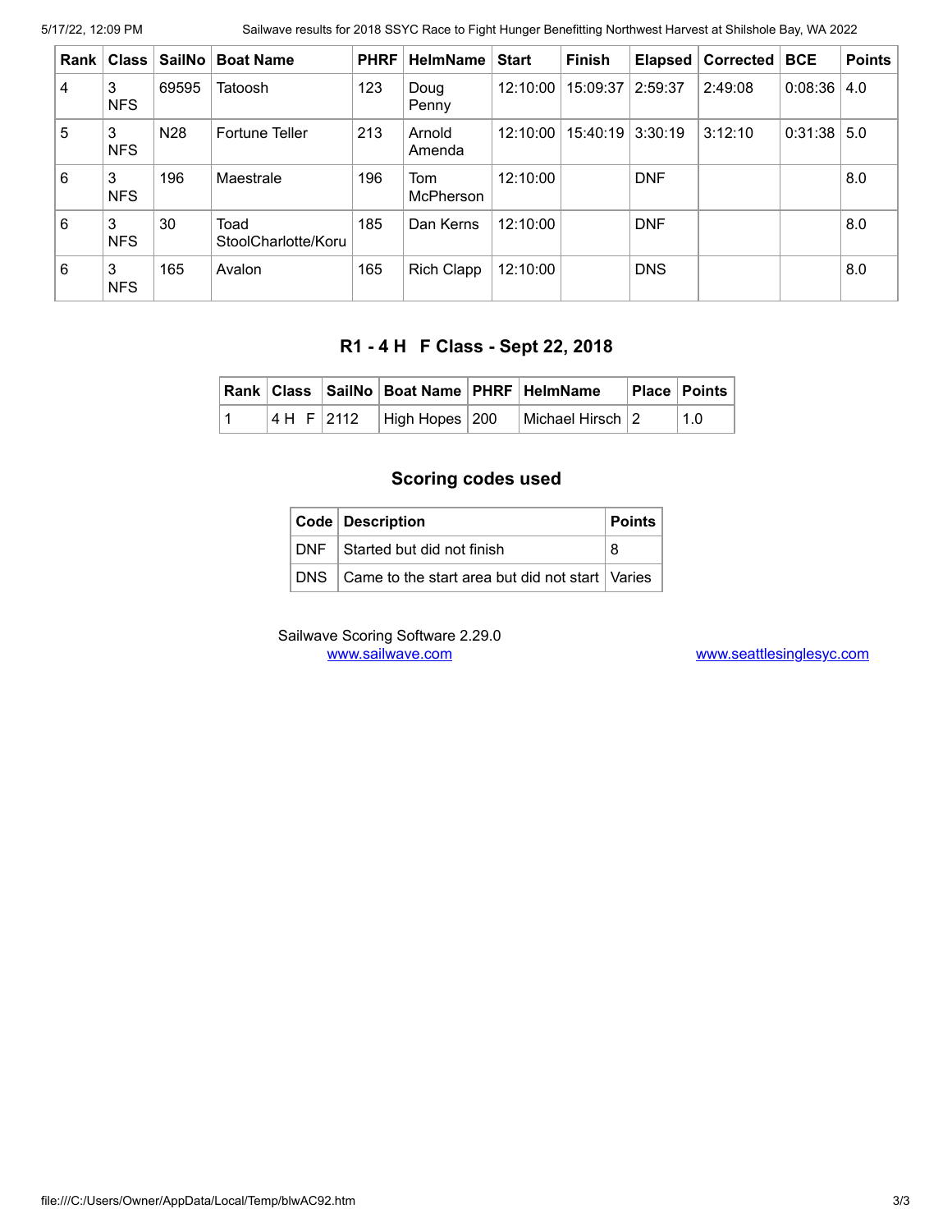| Rank | Class | SailNo | Boat Name | PHRF | HelmName | Start | Finish | Elapsed | Corrected | BCE | Points |
|---|---|---|---|---|---|---|---|---|---|---|---|
| 4 | 3 NFS | 69595 | Tatoosh | 123 | Doug Penny | 12:10:00 | 15:09:37 | 2:59:37 | 2:49:08 | 0:08:36 | 4.0 |
| 5 | 3 NFS | N28 | Fortune Teller | 213 | Arnold Amenda | 12:10:00 | 15:40:19 | 3:30:19 | 3:12:10 | 0:31:38 | 5.0 |
| 6 | 3 NFS | 196 | Maestrale | 196 | Tom McPherson | 12:10:00 | | DNF | | | 8.0 |
| 6 | 3 NFS | 30 | Toad StoolCharlotte/Koru | 185 | Dan Kerns | 12:10:00 | | DNF | | | 8.0 |
| 6 | 3 NFS | 165 | Avalon | 165 | Rich Clapp | 12:10:00 | | DNS | | | 8.0 |

### R1 - 4 H F Class - Sept 22, 2018

| Rank | Class | SailNo | Boat Name | PHRF | HelmName | Place | Points |
|---|---|---|---|---|---|---|---|
| 1 | 4 H F | 2112 | High Hopes | 200 | Michael Hirsch | 2 | 1.0 |

### Scoring codes used

| Code | Description | Points |
|---|---|---|
| DNF | Started but did not finish | 8 |
| DNS | Came to the start area but did not start | Varies |

Sailwave Scoring Software 2.29.0
www.sailwave.com

www.seattlesinglesyc.com